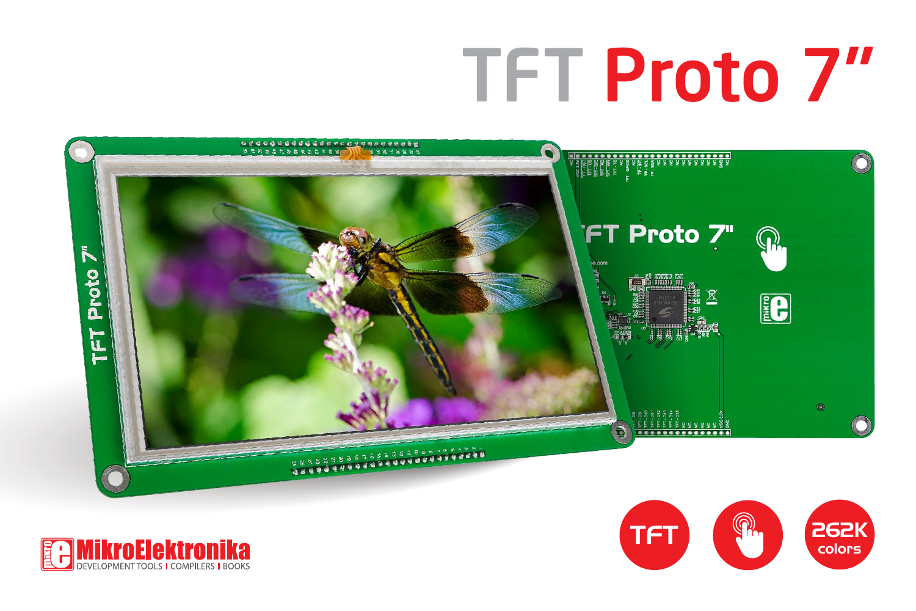# TFT Proto 7"

TFT

262K colors

MikroElektronika
DEVELOPMENT TOOLS | COMPILERS | BOOKS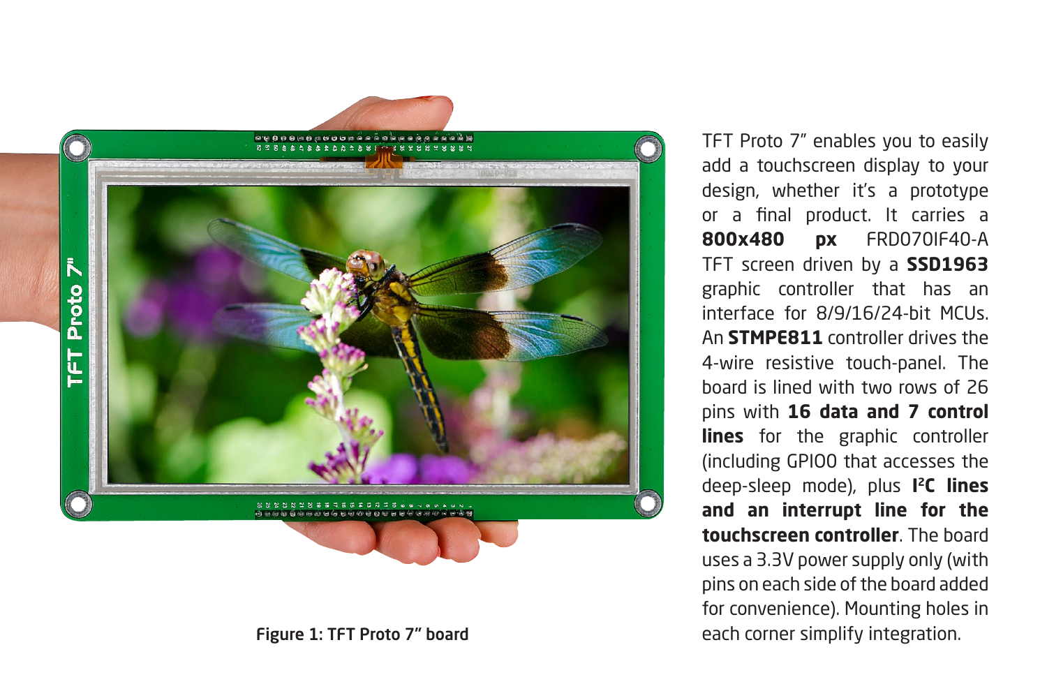Figure 1: TFT Proto 7" board

TFT Proto 7" enables you to easily add a touchscreen display to your design, whether it's a prototype or a final product. It carries a **800x480 px** FRD070IF40-A TFT screen driven by a **SSD1963** graphic controller that has an interface for 8/9/16/24-bit MCUs. An **STMPE811** controller drives the 4-wire resistive touch-panel. The board is lined with two rows of 26 pins with **16 data and 7 control lines** for the graphic controller (including GPIO0 that accesses the deep-sleep mode), plus **I²C lines and an interrupt line for the touchscreen controller**. The board uses a 3.3V power supply only (with pins on each side of the board added for convenience). Mounting holes in each corner simplify integration.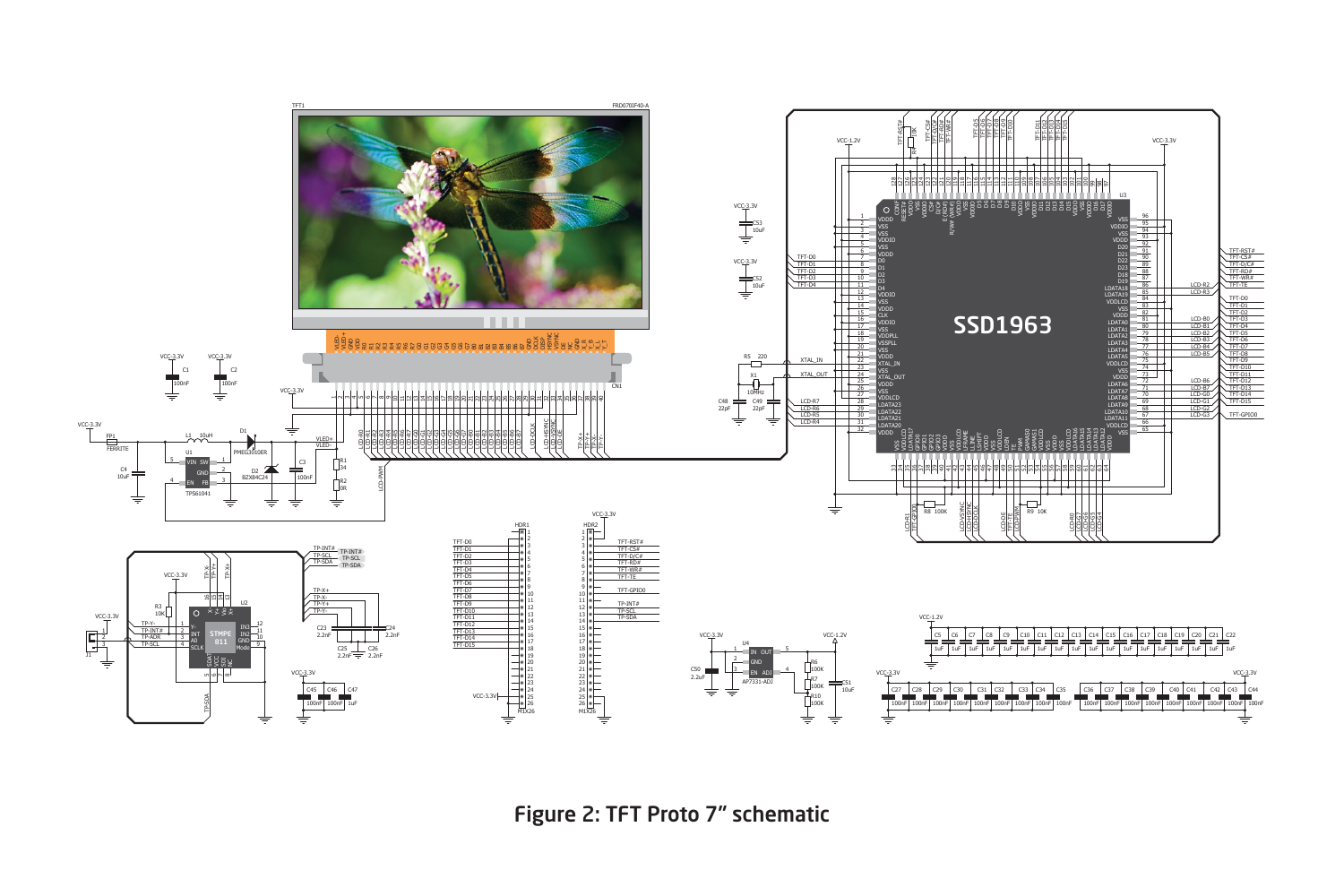Figure 2: TFT Proto 7” schematic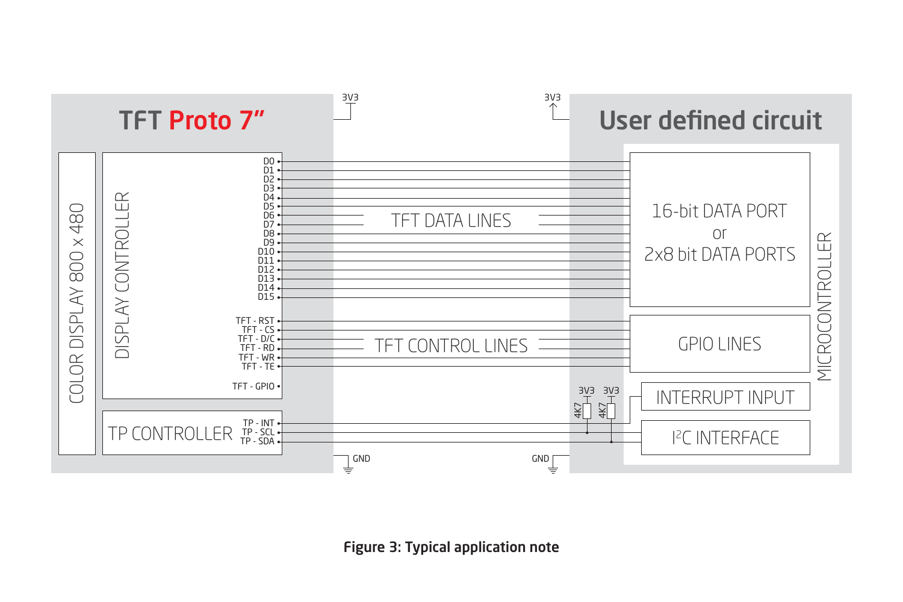Figure 3: Typical application note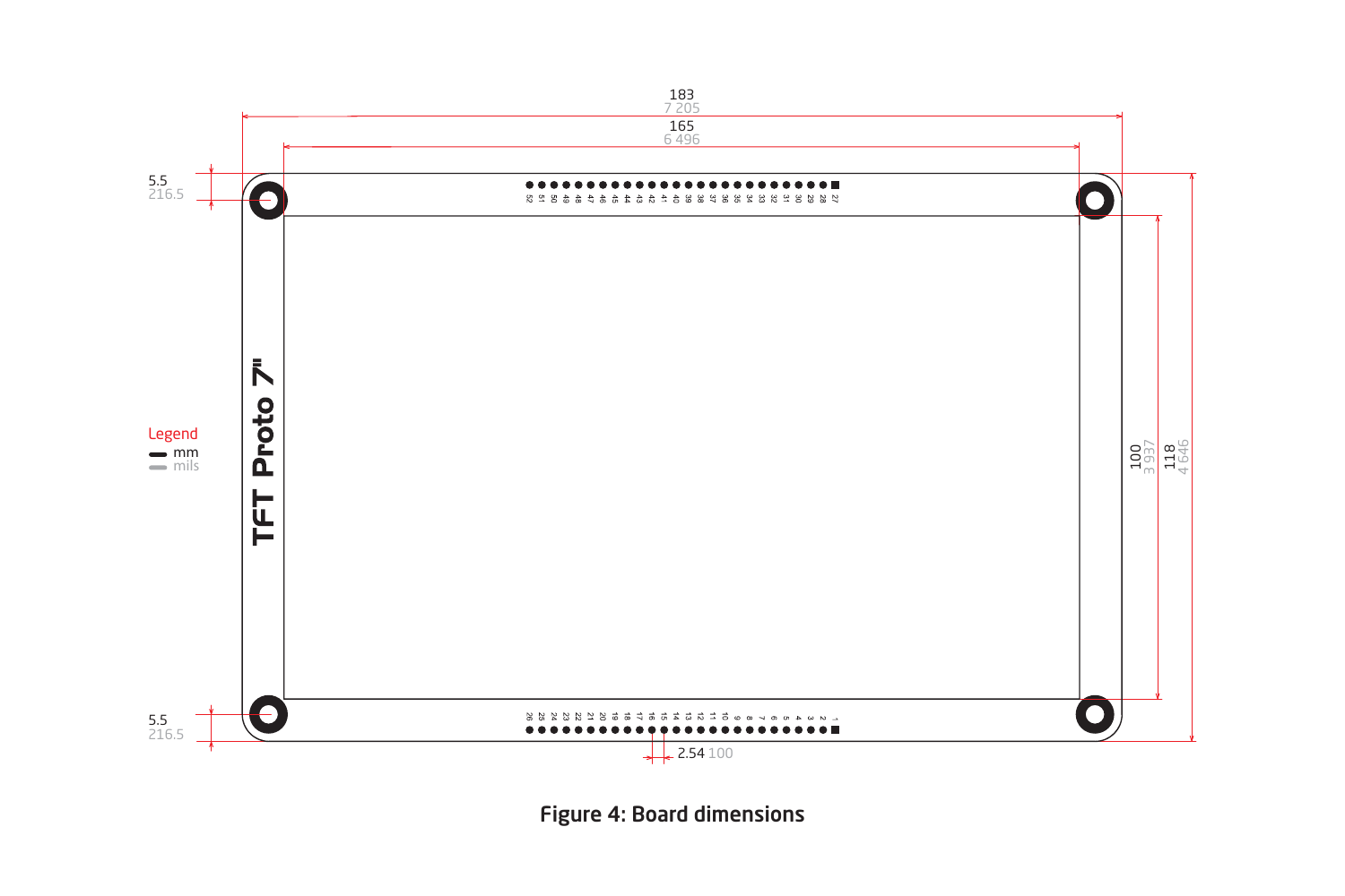183
7 205

165
6 496

5.5
216.5

Legend
mm
mils

TFT Proto 7"

100
3 937

118
4 646

5.5
216.5

2.54 100

Figure 4: Board dimensions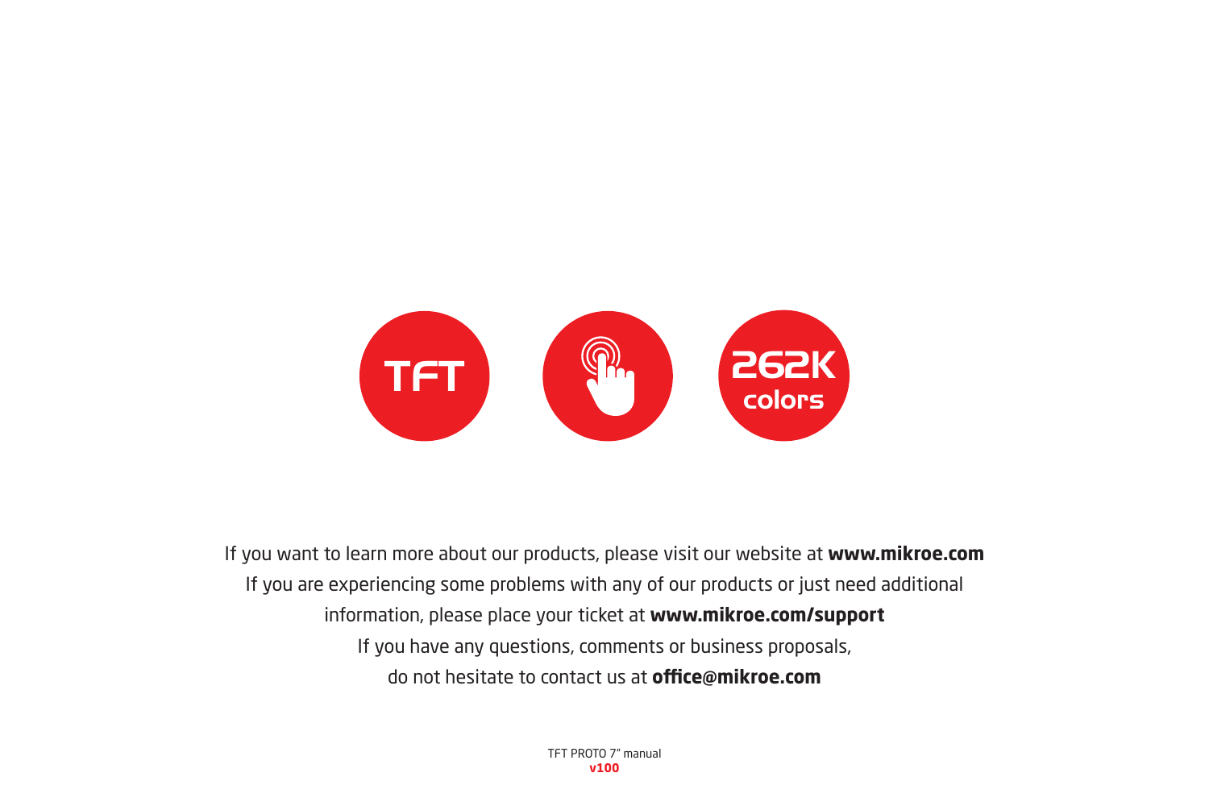TFT

262K colors

If you want to learn more about our products, please visit our website at **www.mikroe.com**

If you are experiencing some problems with any of our products or just need additional information, please place your ticket at **www.mikroe.com/support**

If you have any questions, comments or business proposals, do not hesitate to contact us at **office@mikroe.com**

TFT PROTO 7" manual
**v100**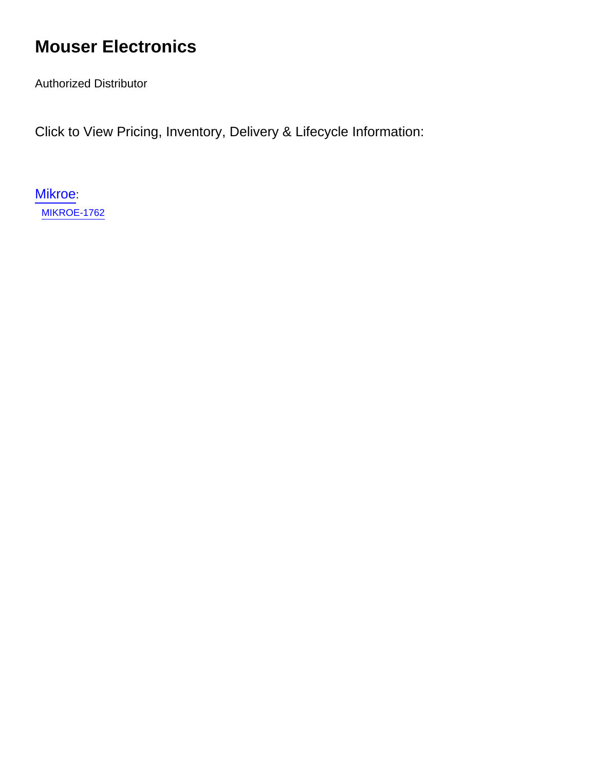# Mouser Electronics

Authorized Distributor

Click to View Pricing, Inventory, Delivery & Lifecycle Information:

Mikroe:

MIKROE-1762